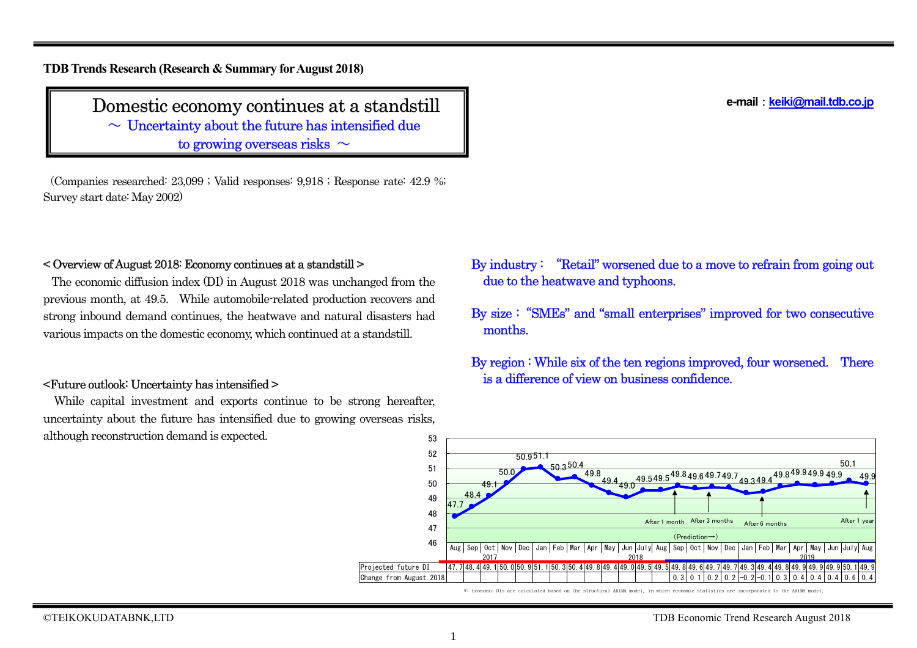**TDB Trends Research (Research & Summary for August 2018)**

# Domestic economy continues at a standstill

～ Uncertainty about the future has intensified due to growing overseas risks ～

e-mail：keiki@mail.tdb.co.jp

（Companies researched: 23,099 ; Valid responses: 9,918 ; Response rate: 42.9 %; Survey start date: May 2002）

## < Overview of August 2018: Economy continues at a standstill >

The economic diffusion index (DI) in August 2018 was unchanged from the previous month, at 49.5. While automobile-related production recovers and strong inbound demand continues, the heatwave and natural disasters had various impacts on the domestic economy, which continued at a standstill.

## <Future outlook: Uncertainty has intensified >

While capital investment and exports continue to be strong hereafter, uncertainty about the future has intensified due to growing overseas risks, although reconstruction demand is expected.

By industry： “Retail” worsened due to a move to refrain from going out due to the heatwave and typhoons.

By size：“SMEs” and “small enterprises” improved for two consecutive months.

By region：While six of the ten regions improved, four worsened. There is a difference of view on business confidence.

| | Aug 2017 | Sep | Oct | Nov | Dec | Jan 2018 | Feb | Mar | Apr | May | Jun | July | Aug | Sep | Oct | Nov | Dec | Jan 2019 | Feb | Mar | Apr | May | Jun | July | Aug |
|---|---|---|---|---|---|---|---|---|---|---|---|---|---|---|---|---|---|---|---|---|---|---|---|---|---|
| Projected future DI | 47.7 | 48.4 | 49.1 | 50.0 | 50.9 | 51.1 | 50.3 | 50.4 | 49.8 | 49.4 | 49.0 | 49.5 | 49.5 | 49.8 | 49.6 | 49.7 | 49.7 | 49.3 | 49.4 | 49.8 | 49.9 | 49.9 | 49.9 | 50.1 | 49.9 |
| Change from August.2018 | | | | | | | | | | | | | | 0.3 | 0.1 | 0.2 | 0.2 | −0.2 | −0.1 | 0.3 | 0.4 | 0.4 | 0.4 | 0.6 | 0.4 |

(Prediction→) After 1 month / After 3 months / After 6 months / After 1 year

*: Economic DIs are calculated based on the structural ARIMA model, in which economic statistics are incorporated to the ARIMA model.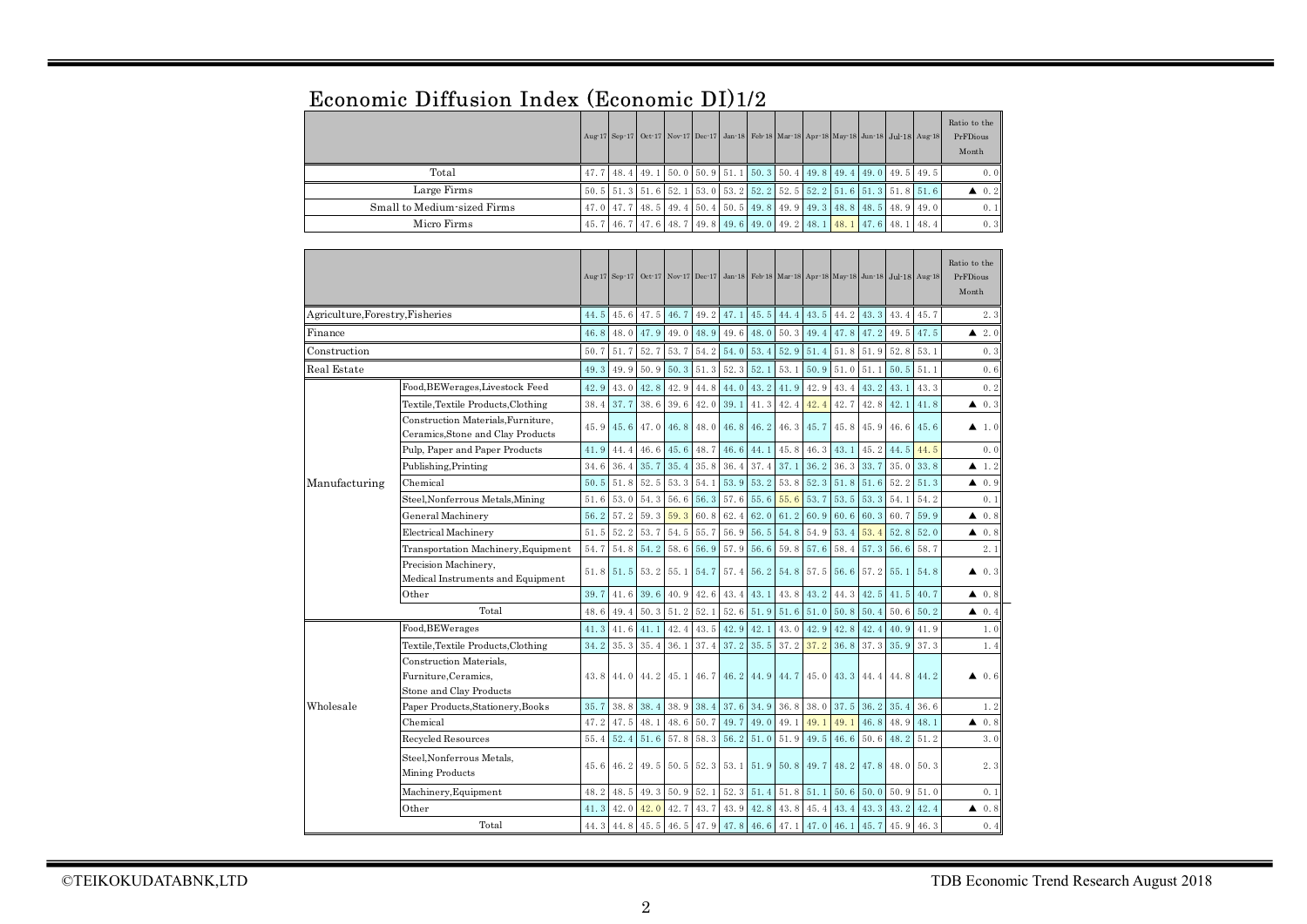# Economic Diffusion Index (Economic DI)1/2

| | Aug-17 | Sep-17 | Oct-17 | Nov-17 | Dec-17 | Jan-18 | Feb-18 | Mar-18 | Apr-18 | May-18 | Jun-18 | Jul-18 | Aug-18 | Ratio to the PrFDious Month |
|---|---|---|---|---|---|---|---|---|---|---|---|---|---|---|
| Total | 47.7 | 48.4 | 49.1 | 50.0 | 50.9 | 51.1 | 50.3 | 50.4 | 49.8 | 49.4 | 49.0 | 49.5 | 49.5 | 0.0 |
| Large Firms | 50.5 | 51.3 | 51.6 | 52.1 | 53.0 | 53.2 | 52.2 | 52.5 | 52.2 | 51.6 | 51.3 | 51.8 | 51.6 | ▲ 0.2 |
| Small to Medium-sized Firms | 47.0 | 47.7 | 48.5 | 49.4 | 50.4 | 50.5 | 49.8 | 49.9 | 49.3 | 48.8 | 48.5 | 48.9 | 49.0 | 0.1 |
| Micro Firms | 45.7 | 46.7 | 47.6 | 48.7 | 49.8 | 49.6 | 49.0 | 49.2 | 48.1 | 48.1 | 47.6 | 48.1 | 48.4 | 0.3 |

| | | Aug-17 | Sep-17 | Oct-17 | Nov-17 | Dec-17 | Jan-18 | Feb-18 | Mar-18 | Apr-18 | May-18 | Jun-18 | Jul-18 | Aug-18 | Ratio to the PrFDious Month |
|---|---|---|---|---|---|---|---|---|---|---|---|---|---|---|---|
| Agriculture,Forestry,Fisheries | | 44.5 | 45.6 | 47.5 | 46.7 | 49.2 | 47.1 | 45.5 | 44.4 | 43.5 | 44.2 | 43.3 | 43.4 | 45.7 | 2.3 |
| Finance | | 46.8 | 48.0 | 47.9 | 49.0 | 48.9 | 49.6 | 48.0 | 50.3 | 49.4 | 47.8 | 47.2 | 49.5 | 47.5 | ▲ 2.0 |
| Construction | | 50.7 | 51.7 | 52.7 | 53.7 | 54.2 | 54.0 | 53.4 | 52.9 | 51.4 | 51.8 | 51.9 | 52.8 | 53.1 | 0.3 |
| Real Estate | | 49.3 | 49.9 | 50.9 | 50.3 | 51.3 | 52.3 | 52.1 | 53.1 | 50.9 | 51.0 | 51.1 | 50.5 | 51.1 | 0.6 |
| Manufacturing | Food,BEWerages,Livestock Feed | 42.9 | 43.0 | 42.8 | 42.9 | 44.8 | 44.0 | 43.2 | 41.9 | 42.9 | 43.4 | 43.2 | 43.1 | 43.3 | 0.2 |
| | Textile,Textile Products,Clothing | 38.4 | 37.7 | 38.6 | 39.6 | 42.0 | 39.1 | 41.3 | 42.4 | 42.4 | 42.7 | 42.8 | 42.1 | 41.8 | ▲ 0.3 |
| | Construction Materials,Furniture, Ceramics,Stone and Clay Products | 45.9 | 45.6 | 47.0 | 46.8 | 48.0 | 46.8 | 46.2 | 46.3 | 45.7 | 45.8 | 45.9 | 46.6 | 45.6 | ▲ 1.0 |
| | Pulp, Paper and Paper Products | 41.9 | 44.4 | 46.6 | 45.6 | 48.7 | 46.6 | 44.1 | 45.8 | 46.3 | 43.1 | 45.2 | 44.5 | 44.5 | 0.0 |
| | Publishing,Printing | 34.6 | 36.4 | 35.7 | 35.4 | 35.8 | 36.4 | 37.4 | 37.1 | 36.2 | 36.3 | 33.7 | 35.0 | 33.8 | ▲ 1.2 |
| | Chemical | 50.5 | 51.8 | 52.5 | 53.3 | 54.1 | 53.9 | 53.2 | 53.8 | 52.3 | 51.8 | 51.6 | 52.2 | 51.3 | ▲ 0.9 |
| | Steel,Nonferrous Metals,Mining | 51.6 | 53.0 | 54.3 | 56.6 | 56.3 | 57.6 | 55.6 | 55.6 | 53.7 | 53.5 | 53.3 | 54.1 | 54.2 | 0.1 |
| | General Machinery | 56.2 | 57.2 | 59.3 | 59.3 | 60.8 | 62.4 | 62.0 | 61.2 | 60.9 | 60.6 | 60.3 | 60.7 | 59.9 | ▲ 0.8 |
| | Electrical Machinery | 51.5 | 52.2 | 53.7 | 54.5 | 55.7 | 56.9 | 56.5 | 54.8 | 54.9 | 53.4 | 53.4 | 52.8 | 52.0 | ▲ 0.8 |
| | Transportation Machinery,Equipment | 54.7 | 54.8 | 54.2 | 58.6 | 56.9 | 57.9 | 56.6 | 59.8 | 57.6 | 58.4 | 57.3 | 56.6 | 58.7 | 2.1 |
| | Precision Machinery, Medical Instruments and Equipment | 51.8 | 51.5 | 53.2 | 55.1 | 54.7 | 57.4 | 56.2 | 54.8 | 57.5 | 56.6 | 57.2 | 55.1 | 54.8 | ▲ 0.3 |
| | Other | 39.7 | 41.6 | 39.6 | 40.9 | 42.6 | 43.4 | 43.1 | 43.8 | 43.2 | 44.3 | 42.5 | 41.5 | 40.7 | ▲ 0.8 |
| | Total | 48.6 | 49.4 | 50.3 | 51.2 | 52.1 | 52.6 | 51.9 | 51.6 | 51.0 | 50.8 | 50.4 | 50.6 | 50.2 | ▲ 0.4 |
| Wholesale | Food,BEWerages | 41.3 | 41.6 | 41.1 | 42.4 | 43.5 | 42.9 | 42.1 | 43.0 | 42.9 | 42.8 | 42.4 | 40.9 | 41.9 | 1.0 |
| | Textile,Textile Products,Clothing | 34.2 | 35.3 | 35.4 | 36.1 | 37.4 | 37.2 | 35.5 | 37.2 | 37.2 | 36.8 | 37.3 | 35.9 | 37.3 | 1.4 |
| | Construction Materials, Furniture,Ceramics, Stone and Clay Products | 43.8 | 44.0 | 44.2 | 45.1 | 46.7 | 46.2 | 44.9 | 44.7 | 45.0 | 43.3 | 44.4 | 44.8 | 44.2 | ▲ 0.6 |
| | Paper Products,Stationery,Books | 35.7 | 38.8 | 38.4 | 38.9 | 38.4 | 37.6 | 34.9 | 36.8 | 38.0 | 37.5 | 36.2 | 35.4 | 36.6 | 1.2 |
| | Chemical | 47.2 | 47.5 | 48.1 | 48.6 | 50.7 | 49.7 | 49.0 | 49.1 | 49.1 | 49.1 | 46.8 | 48.9 | 48.1 | ▲ 0.8 |
| | Recycled Resources | 55.4 | 52.4 | 51.6 | 57.8 | 58.3 | 56.2 | 51.0 | 51.9 | 49.5 | 46.6 | 50.6 | 48.2 | 51.2 | 3.0 |
| | Steel,Nonferrous Metals, Mining Products | 45.6 | 46.2 | 49.5 | 50.5 | 52.3 | 53.1 | 51.9 | 50.8 | 49.7 | 48.2 | 47.8 | 48.0 | 50.3 | 2.3 |
| | Machinery,Equipment | 48.2 | 48.5 | 49.3 | 50.9 | 52.1 | 52.3 | 51.4 | 51.8 | 51.1 | 50.6 | 50.0 | 50.9 | 51.0 | 0.1 |
| | Other | 41.3 | 42.0 | 42.0 | 42.7 | 43.7 | 43.9 | 42.8 | 43.8 | 45.4 | 43.4 | 43.3 | 43.2 | 42.4 | ▲ 0.8 |
| | Total | 44.3 | 44.8 | 45.5 | 46.5 | 47.9 | 47.8 | 46.6 | 47.1 | 47.0 | 46.1 | 45.7 | 45.9 | 46.3 | 0.4 |

©TEIKOKUDATABNK,LTD

TDB Economic Trend Research August 2018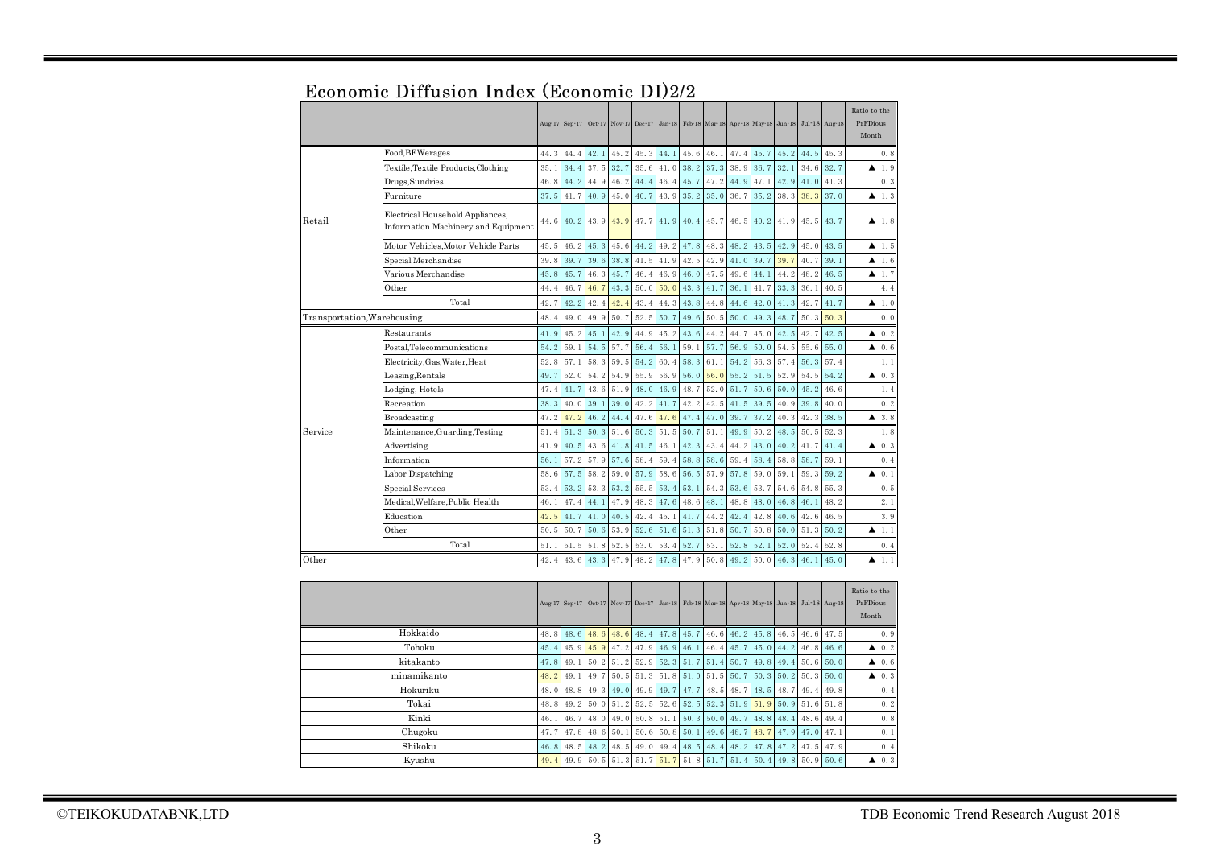## Economic Diffusion Index (Economic DI)2/2

| | | Aug-17 | Sep-17 | Oct-17 | Nov-17 | Dec-17 | Jan-18 | Feb-18 | Mar-18 | Apr-18 | May-18 | Jun-18 | Jul-18 | Aug-18 | Ratio to the PrFDious Month |
|---|---|---|---|---|---|---|---|---|---|---|---|---|---|---|---|
| Retail | Food,BEWerages | 44.3 | 44.4 | 42.1 | 45.2 | 45.3 | 44.1 | 45.6 | 46.1 | 47.4 | 45.7 | 45.2 | 44.5 | 45.3 | 0.8 |
| | Textile,Textile Products,Clothing | 35.1 | 34.4 | 37.5 | 32.7 | 35.6 | 41.0 | 38.2 | 37.3 | 38.9 | 36.7 | 32.1 | 34.6 | 32.7 | ▲ 1.9 |
| | Drugs,Sundries | 46.8 | 44.2 | 44.9 | 46.2 | 44.4 | 46.4 | 45.7 | 47.2 | 44.9 | 47.1 | 42.9 | 41.0 | 41.3 | 0.3 |
| | Furniture | 37.5 | 41.7 | 40.9 | 45.0 | 40.7 | 43.9 | 35.2 | 35.0 | 36.7 | 35.2 | 38.3 | 38.3 | 37.0 | ▲ 1.3 |
| | Electrical Household Appliances, Information Machinery and Equipment | 44.6 | 40.2 | 43.9 | 43.9 | 47.7 | 41.9 | 40.4 | 45.7 | 46.5 | 40.2 | 41.9 | 45.5 | 43.7 | ▲ 1.8 |
| | Motor Vehicles,Motor Vehicle Parts | 45.5 | 46.2 | 45.3 | 45.6 | 44.2 | 49.2 | 47.8 | 48.3 | 48.2 | 43.5 | 42.9 | 45.0 | 43.5 | ▲ 1.5 |
| | Special Merchandise | 39.8 | 39.7 | 39.6 | 38.8 | 41.5 | 41.9 | 42.5 | 42.9 | 41.0 | 39.7 | 39.7 | 40.7 | 39.1 | ▲ 1.6 |
| | Various Merchandise | 45.8 | 45.7 | 46.3 | 45.7 | 46.4 | 46.9 | 46.0 | 47.5 | 49.6 | 44.1 | 44.2 | 48.2 | 46.5 | ▲ 1.7 |
| | Other | 44.4 | 46.7 | 46.7 | 43.3 | 50.0 | 50.0 | 43.3 | 41.7 | 36.1 | 41.7 | 33.3 | 36.1 | 40.5 | 4.4 |
| | Total | 42.7 | 42.2 | 42.4 | 42.4 | 43.4 | 44.3 | 43.8 | 44.8 | 44.6 | 42.0 | 41.3 | 42.7 | 41.7 | ▲ 1.0 |
| Transportation,Warehousing | | 48.4 | 49.0 | 49.9 | 50.7 | 52.5 | 50.7 | 49.6 | 50.5 | 50.0 | 49.3 | 48.7 | 50.3 | 50.3 | 0.0 |
| Service | Restaurants | 41.9 | 45.2 | 45.1 | 42.9 | 44.9 | 45.2 | 43.6 | 44.2 | 44.7 | 45.0 | 42.5 | 42.7 | 42.5 | ▲ 0.2 |
| | Postal,Telecommunications | 54.2 | 59.1 | 54.5 | 57.7 | 56.4 | 56.1 | 59.1 | 57.7 | 56.9 | 50.0 | 54.5 | 55.6 | 55.0 | ▲ 0.6 |
| | Electricity,Gas,Water,Heat | 52.8 | 57.1 | 58.3 | 59.5 | 54.2 | 60.4 | 58.3 | 61.1 | 54.2 | 56.3 | 57.4 | 56.3 | 57.4 | 1.1 |
| | Leasing,Rentals | 49.7 | 52.0 | 54.2 | 54.9 | 55.9 | 56.9 | 56.0 | 56.0 | 55.2 | 51.5 | 52.9 | 54.5 | 54.2 | ▲ 0.3 |
| | Lodging, Hotels | 47.4 | 41.7 | 43.6 | 51.9 | 48.0 | 46.9 | 48.7 | 52.0 | 51.7 | 50.6 | 50.0 | 45.2 | 46.6 | 1.4 |
| | Recreation | 38.3 | 40.0 | 39.1 | 39.0 | 42.2 | 41.7 | 42.2 | 42.5 | 41.5 | 39.5 | 40.9 | 39.8 | 40.0 | 0.2 |
| | Broadcasting | 47.2 | 47.2 | 46.2 | 44.4 | 47.6 | 47.6 | 47.4 | 47.0 | 39.7 | 37.2 | 40.3 | 42.3 | 38.5 | ▲ 3.8 |
| | Maintenance,Guarding,Testing | 51.4 | 51.3 | 50.3 | 51.6 | 50.3 | 51.5 | 50.7 | 51.1 | 49.9 | 50.2 | 48.5 | 50.5 | 52.3 | 1.8 |
| | Advertising | 41.9 | 40.5 | 43.6 | 41.8 | 41.5 | 46.1 | 42.3 | 43.4 | 44.2 | 43.0 | 40.2 | 41.7 | 41.4 | ▲ 0.3 |
| | Information | 56.1 | 57.2 | 57.9 | 57.6 | 58.4 | 59.4 | 58.8 | 58.6 | 59.4 | 58.4 | 58.8 | 58.7 | 59.1 | 0.4 |
| | Labor Dispatching | 58.6 | 57.5 | 58.2 | 59.0 | 57.9 | 58.6 | 56.5 | 57.9 | 57.8 | 59.0 | 59.1 | 59.3 | 59.2 | ▲ 0.1 |
| | Special Services | 53.4 | 53.2 | 53.3 | 53.2 | 55.5 | 53.4 | 53.1 | 54.3 | 53.6 | 53.7 | 54.6 | 54.8 | 55.3 | 0.5 |
| | Medical,Welfare,Public Health | 46.1 | 47.4 | 44.1 | 47.9 | 48.3 | 47.6 | 48.6 | 48.1 | 48.8 | 48.0 | 46.8 | 46.1 | 48.2 | 2.1 |
| | Education | 42.5 | 41.7 | 41.0 | 40.5 | 42.4 | 45.1 | 41.7 | 44.2 | 42.4 | 42.8 | 40.6 | 42.6 | 46.5 | 3.9 |
| | Other | 50.5 | 50.7 | 50.6 | 53.9 | 52.6 | 51.6 | 51.3 | 51.8 | 50.7 | 50.8 | 50.0 | 51.3 | 50.2 | ▲ 1.1 |
| | Total | 51.1 | 51.5 | 51.8 | 52.5 | 53.0 | 53.4 | 52.7 | 53.1 | 52.8 | 52.1 | 52.0 | 52.4 | 52.8 | 0.4 |
| Other | | 42.4 | 43.6 | 43.3 | 47.9 | 48.2 | 47.8 | 47.9 | 50.8 | 49.2 | 50.0 | 46.3 | 46.1 | 45.0 | ▲ 1.1 |

| | Aug-17 | Sep-17 | Oct-17 | Nov-17 | Dec-17 | Jan-18 | Feb-18 | Mar-18 | Apr-18 | May-18 | Jun-18 | Jul-18 | Aug-18 | Ratio to the PrFDious Month |
|---|---|---|---|---|---|---|---|---|---|---|---|---|---|---|
| Hokkaido | 48.8 | 48.6 | 48.6 | 48.6 | 48.4 | 47.8 | 45.7 | 46.6 | 46.2 | 45.8 | 46.5 | 46.6 | 47.5 | 0.9 |
| Tohoku | 45.4 | 45.9 | 45.9 | 47.2 | 47.9 | 46.9 | 46.1 | 46.4 | 45.7 | 45.0 | 44.2 | 46.8 | 46.6 | ▲ 0.2 |
| kitakanto | 47.8 | 49.1 | 50.2 | 51.2 | 52.9 | 52.3 | 51.7 | 51.4 | 50.7 | 49.8 | 49.4 | 50.6 | 50.0 | ▲ 0.6 |
| minamikanto | 48.2 | 49.1 | 49.7 | 50.5 | 51.3 | 51.8 | 51.0 | 51.5 | 50.7 | 50.3 | 50.2 | 50.3 | 50.0 | ▲ 0.3 |
| Hokuriku | 48.0 | 48.8 | 49.3 | 49.0 | 49.9 | 49.7 | 47.7 | 48.5 | 48.7 | 48.5 | 48.7 | 49.4 | 49.8 | 0.4 |
| Tokai | 48.8 | 49.2 | 50.0 | 51.2 | 52.5 | 52.6 | 52.5 | 52.3 | 51.9 | 51.9 | 50.9 | 51.6 | 51.8 | 0.2 |
| Kinki | 46.1 | 46.7 | 48.0 | 49.0 | 50.8 | 51.1 | 50.3 | 50.0 | 49.7 | 48.8 | 48.4 | 48.6 | 49.4 | 0.8 |
| Chugoku | 47.7 | 47.8 | 48.6 | 50.1 | 50.6 | 50.8 | 50.1 | 49.6 | 48.7 | 48.7 | 47.9 | 47.0 | 47.1 | 0.1 |
| Shikoku | 46.8 | 48.5 | 48.2 | 48.5 | 49.0 | 49.4 | 48.5 | 48.4 | 48.2 | 47.8 | 47.2 | 47.5 | 47.9 | 0.4 |
| Kyushu | 49.4 | 49.9 | 50.5 | 51.3 | 51.7 | 51.7 | 51.8 | 51.7 | 51.4 | 50.4 | 49.8 | 50.9 | 50.6 | ▲ 0.3 |

©TEIKOKUDATABNK,LTD

TDB Economic Trend Research August 2018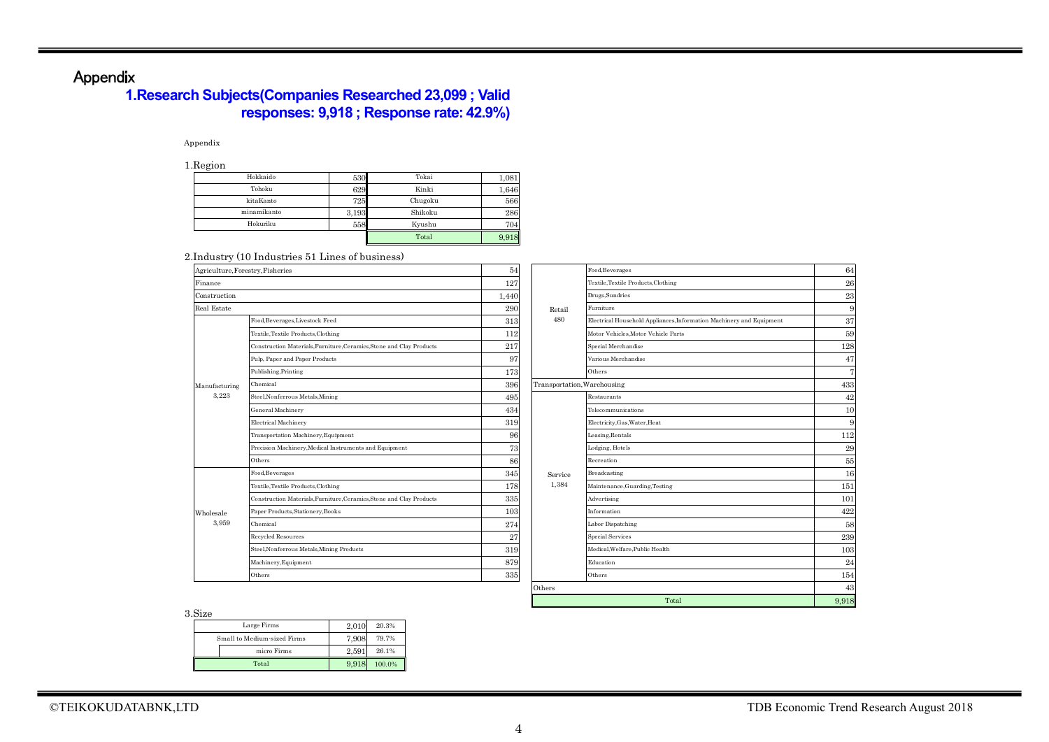# Appendix

## 1.Research Subjects(Companies Researched 23,099 ; Valid responses: 9,918 ; Response rate: 42.9%)

Appendix

1.Region

| Region | Count | Region | Count |
|---|---|---|---|
| Hokkaido | 530 | Tokai | 1,081 |
| Tohoku | 629 | Kinki | 1,646 |
| kitaKanto | 725 | Chugoku | 566 |
| minamikanto | 3,193 | Shikoku | 286 |
| Hokuriku | 558 | Kyushu | 704 |
| | | Total | 9,918 |

2.Industry (10 Industries 51 Lines of business)

| Industry | Line of business | Count |
|---|---|---|
| Agriculture,Forestry,Fisheries | | 54 |
| Finance | | 127 |
| Construction | | 1,440 |
| Real Estate | | 290 |
| Manufacturing 3,223 | Food,Beverages,Livestock Feed | 313 |
| | Textile,Textile Products,Clothing | 112 |
| | Construction Materials,Furniture,Ceramics,Stone and Clay Products | 217 |
| | Pulp, Paper and Paper Products | 97 |
| | Publishing,Printing | 173 |
| | Chemical | 396 |
| | Steel,Nonferrous Metals,Mining | 495 |
| | General Machinery | 434 |
| | Electrical Machinery | 319 |
| | Transportation Machinery,Equipment | 96 |
| | Precision Machinery,Medical Instruments and Equipment | 73 |
| | Others | 86 |
| Wholesale 3,959 | Food,Beverages | 345 |
| | Textile,Textile Products,Clothing | 178 |
| | Construction Materials,Furniture,Ceramics,Stone and Clay Products | 335 |
| | Paper Products,Stationery,Books | 103 |
| | Chemical | 274 |
| | Recycled Resources | 27 |
| | Steel,Nonferrous Metals,Mining Products | 319 |
| | Machinery,Equipment | 879 |
| | Others | 335 |
| Retail 480 | Food,Beverages | 64 |
| | Textile,Textile Products,Clothing | 26 |
| | Drugs,Sundries | 23 |
| | Furniture | 9 |
| | Electrical Household Appliances,Information Machinery and Equipment | 37 |
| | Motor Vehicles,Motor Vehicle Parts | 59 |
| | Special Merchandise | 128 |
| | Various Merchandise | 47 |
| | Others | 7 |
| Transportation,Warehousing | | 433 |
| Service 1,384 | Restaurants | 42 |
| | Telecommunications | 10 |
| | Electricity,Gas,Water,Heat | 9 |
| | Leasing,Rentals | 112 |
| | Lodging, Hotels | 29 |
| | Recreation | 55 |
| | Broadcasting | 16 |
| | Maintenance,Guarding,Testing | 151 |
| | Advertising | 101 |
| | Information | 422 |
| | Labor Dispatching | 58 |
| | Special Services | 239 |
| | Medical,Welfare,Public Health | 103 |
| | Education | 24 |
| | Others | 154 |
| Others | | 43 |
| Total | | 9,918 |

3.Size

| Size | Count | Share |
|---|---|---|
| Large Firms | 2,010 | 20.3% |
| Small to Medium-sized Firms | 7,908 | 79.7% |
| micro Firms | 2,591 | 26.1% |
| Total | 9,918 | 100.0% |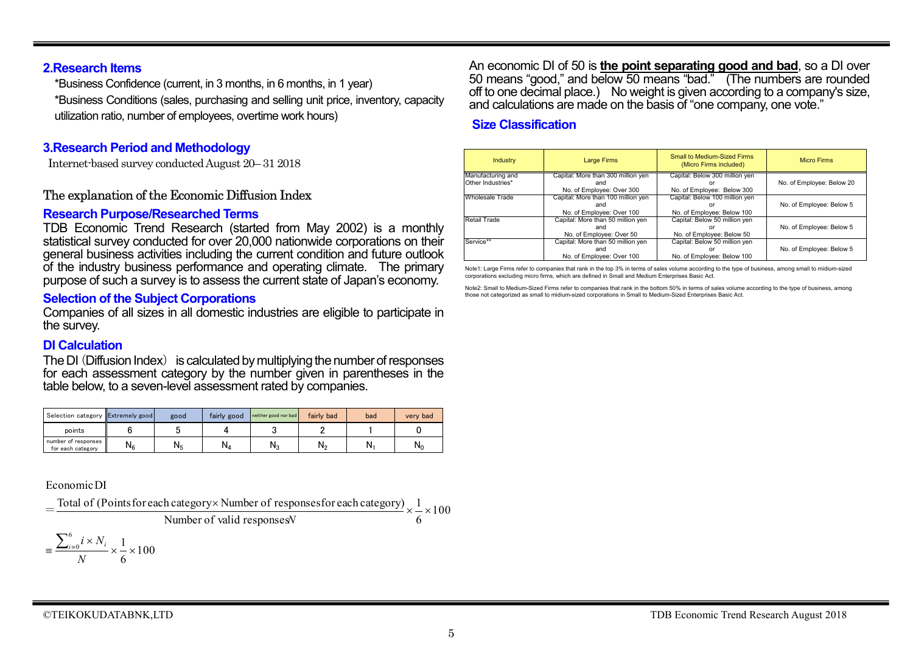## 2.Research Items

*Business Confidence (current, in 3 months, in 6 months, in 1 year)

*Business Conditions (sales, purchasing and selling unit price, inventory, capacity utilization ratio, number of employees, overtime work hours)

## 3.Research Period and Methodology

Internet-based survey conducted August 20– 31 2018

## The explanation of the Economic Diffusion Index

### Research Purpose/Researched Terms

TDB Economic Trend Research (started from May 2002) is a monthly statistical survey conducted for over 20,000 nationwide corporations on their general business activities including the current condition and future outlook of the industry business performance and operating climate. The primary purpose of such a survey is to assess the current state of Japan's economy.

### Selection of the Subject Corporations

Companies of all sizes in all domestic industries are eligible to participate in the survey.

### DI Calculation

The DI (Diffusion Index) is calculated by multiplying the number of responses for each assessment category by the number given in parentheses in the table below, to a seven-level assessment rated by companies.

| Selection category | Extremely good | good | fairly good | neither good nor bad | fairly bad | bad | very bad |
|---|---|---|---|---|---|---|---|
| points | 6 | 5 | 4 | 3 | 2 | 1 | 0 |
| number of responses for each category | $N_6$ | $N_5$ | $N_4$ | $N_3$ | $N_2$ | $N_1$ | $N_0$ |

Economic DI

$$= \frac{\text{Total of (Points for each category} \times \text{Number of responses for each category)}}{\text{Number of valid responses}N} \times \frac{1}{6} \times 100$$

$$\equiv \frac{\sum_{i=0}^{6} i \times N_i}{N} \times \frac{1}{6} \times 100$$

An economic DI of 50 is **the point separating good and bad**, so a DI over 50 means "good," and below 50 means "bad." (The numbers are rounded off to one decimal place.) No weight is given according to a company's size, and calculations are made on the basis of "one company, one vote."

### Size Classification

| Industry | Large Firms | Small to Medium-Sized Firms (Micro Firms included) | Micro Firms |
|---|---|---|---|
| Manufacturing and Other Industries* | Capital: More than 300 million yen and No. of Employee: Over 300 | Capital: Below 300 million yen or No. of Employee: Below 300 | No. of Employee: Below 20 |
| Wholesale Trade | Capital: More than 100 million yen and No. of Employee: Over 100 | Capital: Below 100 million yen or No. of Employee: Below 100 | No. of Employee: Below 5 |
| Retail Trade | Capital: More than 50 million yen and No. of Employee: Over 50 | Capital: Below 50 million yen or No. of Employee: Below 50 | No. of Employee: Below 5 |
| Service** | Capital: More than 50 million yen and No. of Employee: Over 100 | Capital: Below 50 million yen or No. of Employee: Below 100 | No. of Employee: Below 5 |

Note1: Large Firms refer to companies that rank in the top 3% in terms of sales volume according to the type of business, among small to midium-sized corporations excluding micro firms, which are defined in Small and Medium Enterprises Basic Act.

Note2: Small to Medium-Sized Firms refer to companies that rank in the bottom 50% in terms of sales volume according to the type of business, among those not categorized as small to midium-sized corporations in Small to Medium-Sized Enterprises Basic Act.